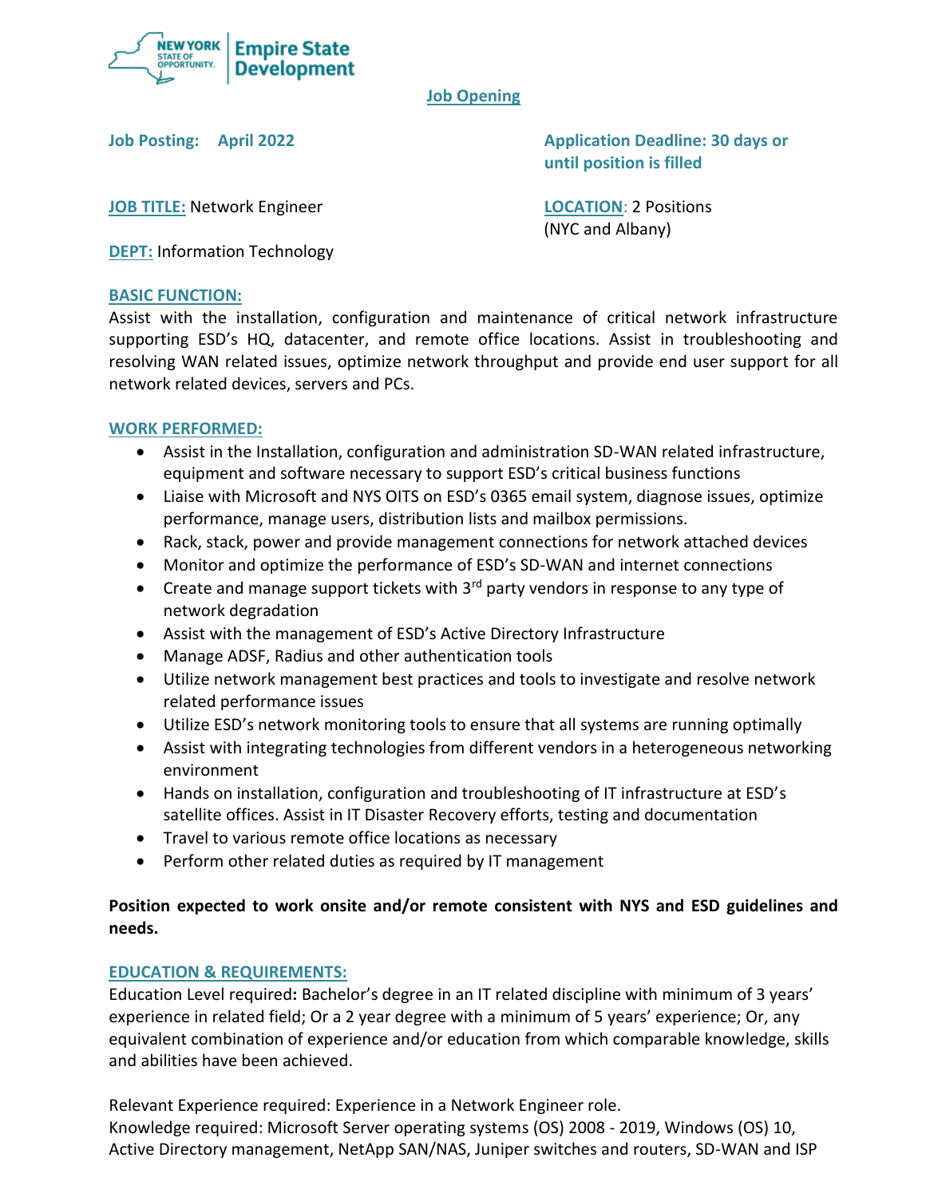New York State of Opportunity | Empire State Development

## Job Opening

**Job Posting: April 2022**

**Application Deadline: 30 days or until position is filled**

**JOB TITLE:** Network Engineer

**LOCATION:** 2 Positions (NYC and Albany)

**DEPT:** Information Technology

### BASIC FUNCTION:

Assist with the installation, configuration and maintenance of critical network infrastructure supporting ESD's HQ, datacenter, and remote office locations. Assist in troubleshooting and resolving WAN related issues, optimize network throughput and provide end user support for all network related devices, servers and PCs.

### WORK PERFORMED:

- Assist in the Installation, configuration and administration SD-WAN related infrastructure, equipment and software necessary to support ESD's critical business functions
- Liaise with Microsoft and NYS OITS on ESD's 0365 email system, diagnose issues, optimize performance, manage users, distribution lists and mailbox permissions.
- Rack, stack, power and provide management connections for network attached devices
- Monitor and optimize the performance of ESD's SD-WAN and internet connections
- Create and manage support tickets with 3rd party vendors in response to any type of network degradation
- Assist with the management of ESD's Active Directory Infrastructure
- Manage ADSF, Radius and other authentication tools
- Utilize network management best practices and tools to investigate and resolve network related performance issues
- Utilize ESD's network monitoring tools to ensure that all systems are running optimally
- Assist with integrating technologies from different vendors in a heterogeneous networking environment
- Hands on installation, configuration and troubleshooting of IT infrastructure at ESD's satellite offices. Assist in IT Disaster Recovery efforts, testing and documentation
- Travel to various remote office locations as necessary
- Perform other related duties as required by IT management

**Position expected to work onsite and/or remote consistent with NYS and ESD guidelines and needs.**

### EDUCATION & REQUIREMENTS:

Education Level required**:** Bachelor's degree in an IT related discipline with minimum of 3 years' experience in related field; Or a 2 year degree with a minimum of 5 years' experience; Or, any equivalent combination of experience and/or education from which comparable knowledge, skills and abilities have been achieved.

Relevant Experience required: Experience in a Network Engineer role.
Knowledge required: Microsoft Server operating systems (OS) 2008 - 2019, Windows (OS) 10, Active Directory management, NetApp SAN/NAS, Juniper switches and routers, SD-WAN and ISP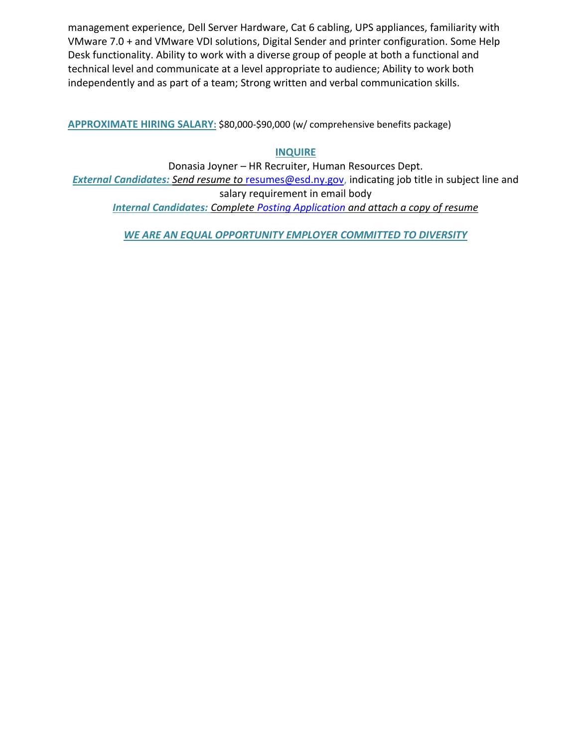management experience, Dell Server Hardware, Cat 6 cabling, UPS appliances, familiarity with VMware 7.0 + and VMware VDI solutions, Digital Sender and printer configuration. Some Help Desk functionality. Ability to work with a diverse group of people at both a functional and technical level and communicate at a level appropriate to audience; Ability to work both independently and as part of a team; Strong written and verbal communication skills.

**APPROXIMATE HIRING SALARY:** $80,000-$90,000 (w/ comprehensive benefits package)

**INQUIRE**

Donasia Joyner – HR Recruiter, Human Resources Dept.

***External Candidates:*** *Send resume to* resumes@esd.ny.gov, indicating job title in subject line and salary requirement in email body

***Internal Candidates:*** *Complete Posting Application and attach a copy of resume*

***WE ARE AN EQUAL OPPORTUNITY EMPLOYER COMMITTED TO DIVERSITY***